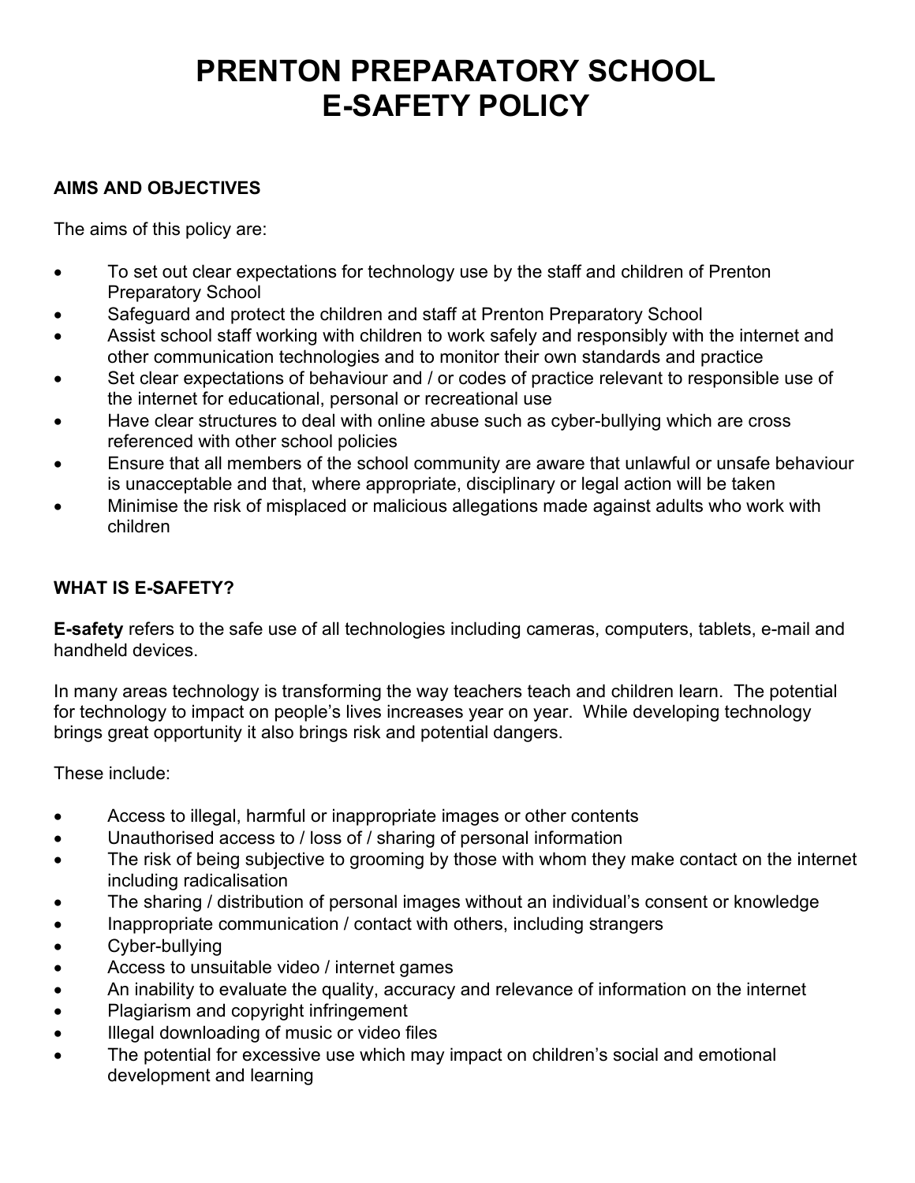# PRENTON PREPARATORY SCHOOL
# E-SAFETY POLICY

## AIMS AND OBJECTIVES

The aims of this policy are:

- To set out clear expectations for technology use by the staff and children of Prenton Preparatory School
- Safeguard and protect the children and staff at Prenton Preparatory School
- Assist school staff working with children to work safely and responsibly with the internet and other communication technologies and to monitor their own standards and practice
- Set clear expectations of behaviour and / or codes of practice relevant to responsible use of the internet for educational, personal or recreational use
- Have clear structures to deal with online abuse such as cyber-bullying which are cross referenced with other school policies
- Ensure that all members of the school community are aware that unlawful or unsafe behaviour is unacceptable and that, where appropriate, disciplinary or legal action will be taken
- Minimise the risk of misplaced or malicious allegations made against adults who work with children

## WHAT IS E-SAFETY?

**E-safety** refers to the safe use of all technologies including cameras, computers, tablets, e-mail and handheld devices.

In many areas technology is transforming the way teachers teach and children learn. The potential for technology to impact on people's lives increases year on year. While developing technology brings great opportunity it also brings risk and potential dangers.

These include:

- Access to illegal, harmful or inappropriate images or other contents
- Unauthorised access to / loss of / sharing of personal information
- The risk of being subjective to grooming by those with whom they make contact on the internet including radicalisation
- The sharing / distribution of personal images without an individual's consent or knowledge
- Inappropriate communication / contact with others, including strangers
- Cyber-bullying
- Access to unsuitable video / internet games
- An inability to evaluate the quality, accuracy and relevance of information on the internet
- Plagiarism and copyright infringement
- Illegal downloading of music or video files
- The potential for excessive use which may impact on children's social and emotional development and learning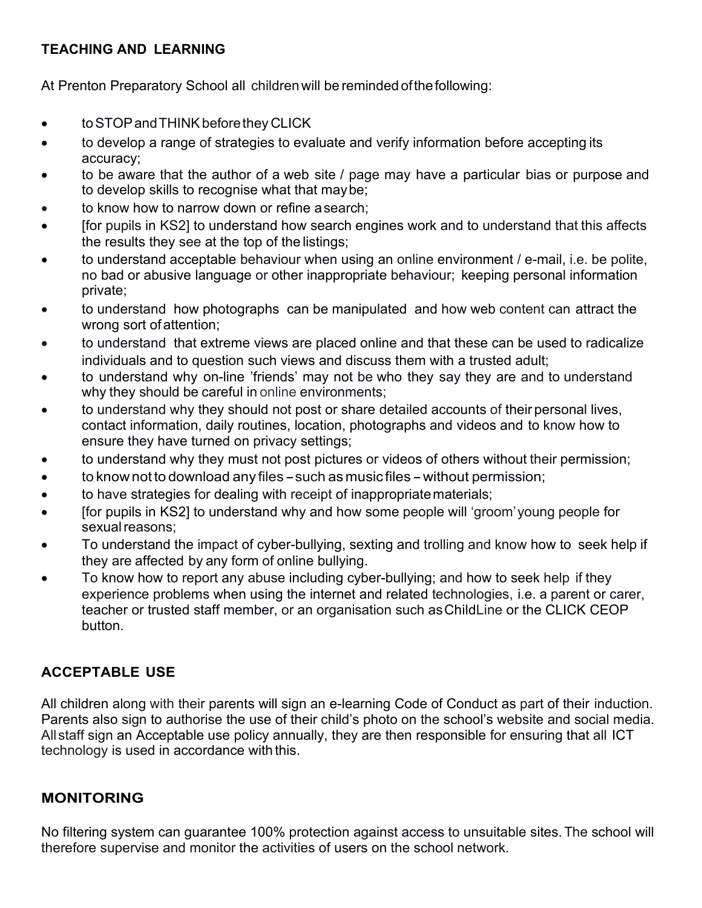## TEACHING AND LEARNING

At Prenton Preparatory School all children will be reminded of the following:

- to STOP and THINK before they CLICK
- to develop a range of strategies to evaluate and verify information before accepting its accuracy;
- to be aware that the author of a web site / page may have a particular bias or purpose and to develop skills to recognise what that may be;
- to know how to narrow down or refine a search;
- [for pupils in KS2] to understand how search engines work and to understand that this affects the results they see at the top of the listings;
- to understand acceptable behaviour when using an online environment / e-mail, i.e. be polite, no bad or abusive language or other inappropriate behaviour; keeping personal information private;
- to understand how photographs can be manipulated and how web content can attract the wrong sort of attention;
- to understand that extreme views are placed online and that these can be used to radicalize individuals and to question such views and discuss them with a trusted adult;
- to understand why on-line 'friends' may not be who they say they are and to understand why they should be careful in online environments;
- to understand why they should not post or share detailed accounts of their personal lives, contact information, daily routines, location, photographs and videos and to know how to ensure they have turned on privacy settings;
- to understand why they must not post pictures or videos of others without their permission;
- to know not to download any files – such as music files – without permission;
- to have strategies for dealing with receipt of inappropriate materials;
- [for pupils in KS2] to understand why and how some people will 'groom' young people for sexual reasons;
- To understand the impact of cyber-bullying, sexting and trolling and know how to seek help if they are affected by any form of online bullying.
- To know how to report any abuse including cyber-bullying; and how to seek help if they experience problems when using the internet and related technologies, i.e. a parent or carer, teacher or trusted staff member, or an organisation such as ChildLine or the CLICK CEOP button.

## ACCEPTABLE USE

All children along with their parents will sign an e-learning Code of Conduct as part of their induction. Parents also sign to authorise the use of their child's photo on the school's website and social media. All staff sign an Acceptable use policy annually, they are then responsible for ensuring that all ICT technology is used in accordance with this.

## MONITORING

No filtering system can guarantee 100% protection against access to unsuitable sites. The school will therefore supervise and monitor the activities of users on the school network.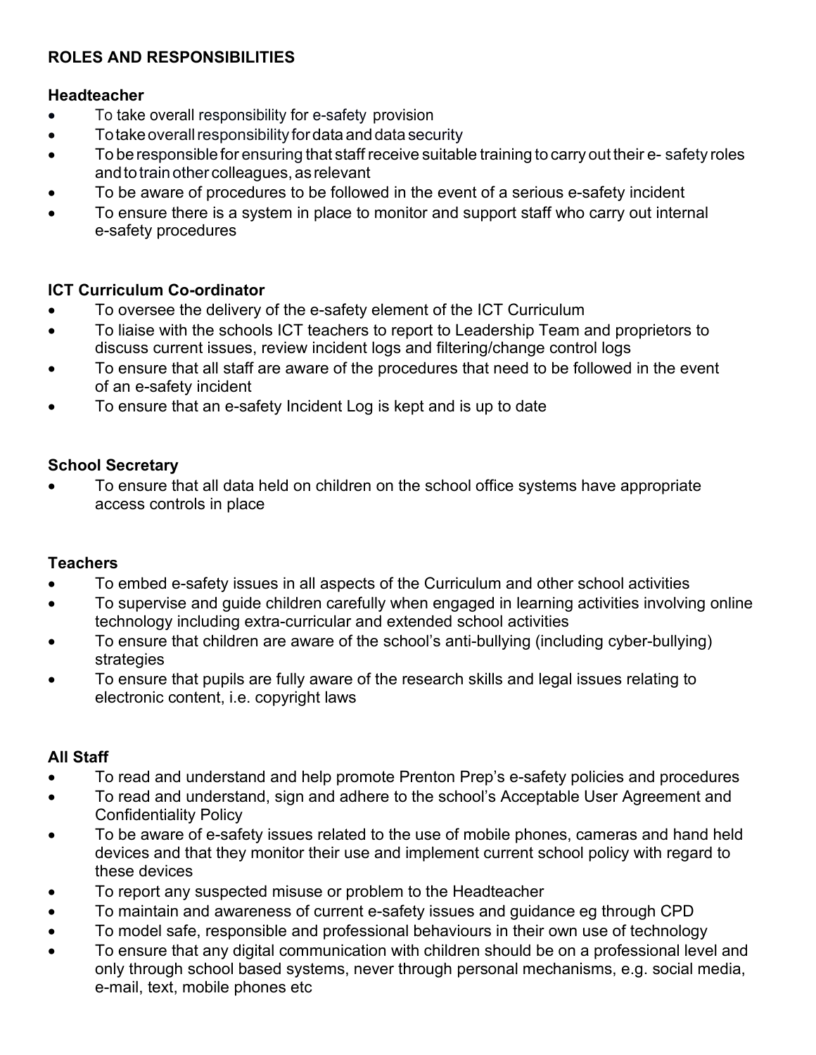## ROLES AND RESPONSIBILITIES

### Headteacher

- To take overall responsibility for e-safety provision
- To take overall responsibility for data and data security
- To be responsible for ensuring that staff receive suitable training to carry out their e- safety roles and to train other colleagues, as relevant
- To be aware of procedures to be followed in the event of a serious e-safety incident
- To ensure there is a system in place to monitor and support staff who carry out internal e-safety procedures

### ICT Curriculum Co-ordinator

- To oversee the delivery of the e-safety element of the ICT Curriculum
- To liaise with the schools ICT teachers to report to Leadership Team and proprietors to discuss current issues, review incident logs and filtering/change control logs
- To ensure that all staff are aware of the procedures that need to be followed in the event of an e-safety incident
- To ensure that an e-safety Incident Log is kept and is up to date

### School Secretary

- To ensure that all data held on children on the school office systems have appropriate access controls in place

### Teachers

- To embed e-safety issues in all aspects of the Curriculum and other school activities
- To supervise and guide children carefully when engaged in learning activities involving online technology including extra-curricular and extended school activities
- To ensure that children are aware of the school's anti-bullying (including cyber-bullying) strategies
- To ensure that pupils are fully aware of the research skills and legal issues relating to electronic content, i.e. copyright laws

### All Staff

- To read and understand and help promote Prenton Prep's e-safety policies and procedures
- To read and understand, sign and adhere to the school's Acceptable User Agreement and Confidentiality Policy
- To be aware of e-safety issues related to the use of mobile phones, cameras and hand held devices and that they monitor their use and implement current school policy with regard to these devices
- To report any suspected misuse or problem to the Headteacher
- To maintain and awareness of current e-safety issues and guidance eg through CPD
- To model safe, responsible and professional behaviours in their own use of technology
- To ensure that any digital communication with children should be on a professional level and only through school based systems, never through personal mechanisms, e.g. social media, e-mail, text, mobile phones etc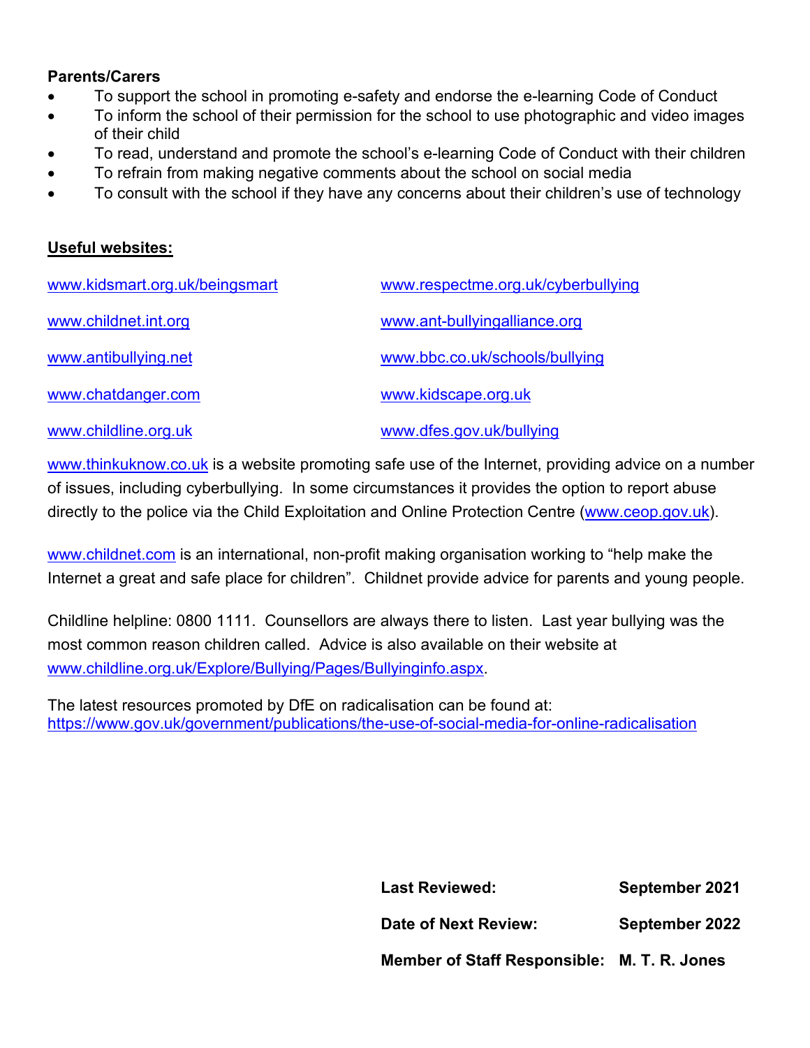**Parents/Carers**

- To support the school in promoting e-safety and endorse the e-learning Code of Conduct
- To inform the school of their permission for the school to use photographic and video images of their child
- To read, understand and promote the school's e-learning Code of Conduct with their children
- To refrain from making negative comments about the school on social media
- To consult with the school if they have any concerns about their children's use of technology

**Useful websites:**

www.kidsmart.org.uk/beingsmart

www.childnet.int.org

www.antibullying.net

www.chatdanger.com

www.childline.org.uk

www.respectme.org.uk/cyberbullying

www.ant-bullyingalliance.org

www.bbc.co.uk/schools/bullying

www.kidscape.org.uk

www.dfes.gov.uk/bullying

www.thinkuknow.co.uk is a website promoting safe use of the Internet, providing advice on a number of issues, including cyberbullying. In some circumstances it provides the option to report abuse directly to the police via the Child Exploitation and Online Protection Centre (www.ceop.gov.uk).

www.childnet.com is an international, non-profit making organisation working to "help make the Internet a great and safe place for children". Childnet provide advice for parents and young people.

Childline helpline: 0800 1111. Counsellors are always there to listen. Last year bullying was the most common reason children called. Advice is also available on their website at www.childline.org.uk/Explore/Bullying/Pages/Bullyinginfo.aspx.

The latest resources promoted by DfE on radicalisation can be found at:
https://www.gov.uk/government/publications/the-use-of-social-media-for-online-radicalisation

| | |
|---|---|
| **Last Reviewed:** | **September 2021** |
| **Date of Next Review:** | **September 2022** |
| **Member of Staff Responsible:** | **M. T. R. Jones** |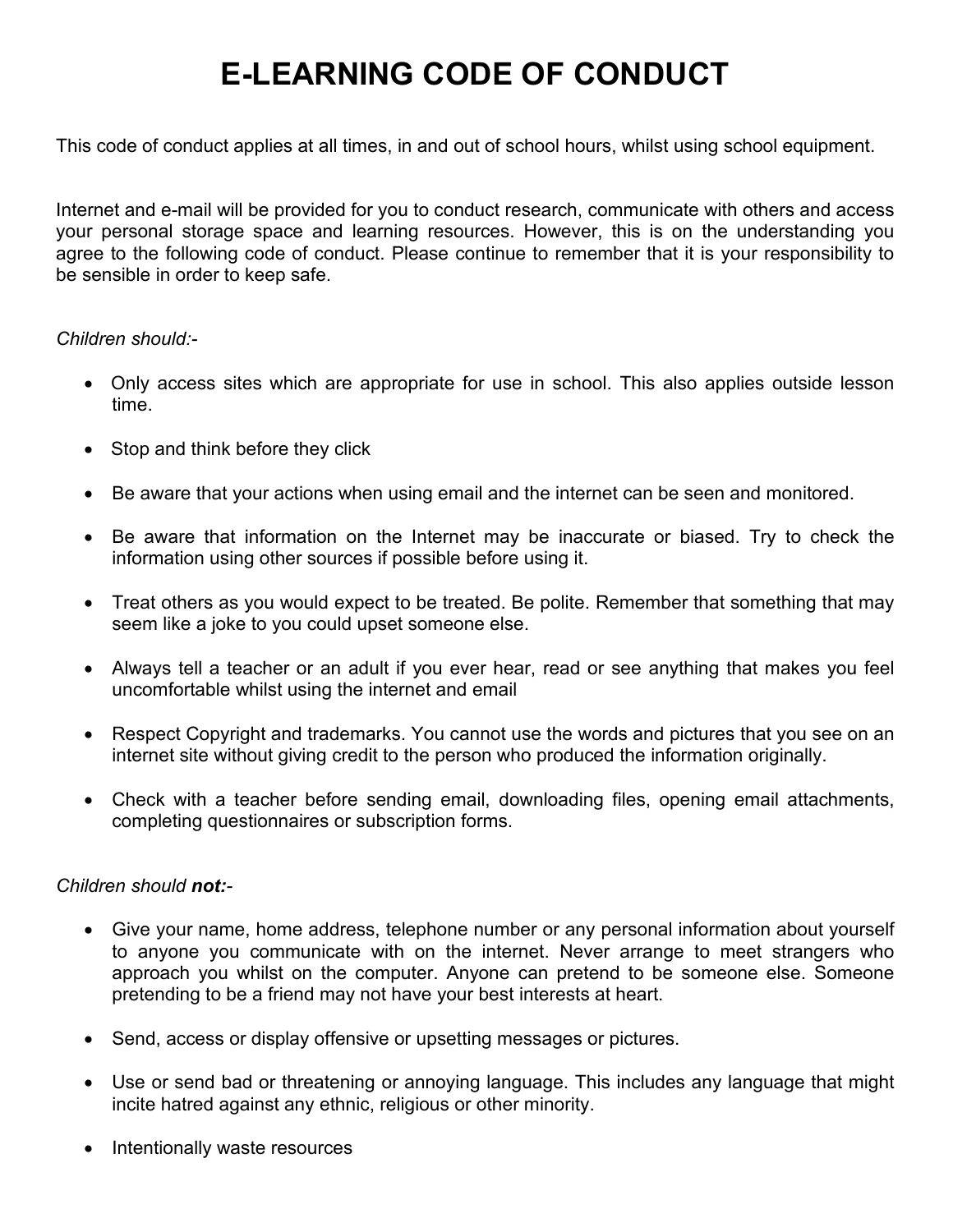# E-LEARNING CODE OF CONDUCT

This code of conduct applies at all times, in and out of school hours, whilst using school equipment.

Internet and e-mail will be provided for you to conduct research, communicate with others and access your personal storage space and learning resources. However, this is on the understanding you agree to the following code of conduct. Please continue to remember that it is your responsibility to be sensible in order to keep safe.

*Children should:-*

- Only access sites which are appropriate for use in school. This also applies outside lesson time.
- Stop and think before they click
- Be aware that your actions when using email and the internet can be seen and monitored.
- Be aware that information on the Internet may be inaccurate or biased. Try to check the information using other sources if possible before using it.
- Treat others as you would expect to be treated. Be polite. Remember that something that may seem like a joke to you could upset someone else.
- Always tell a teacher or an adult if you ever hear, read or see anything that makes you feel uncomfortable whilst using the internet and email
- Respect Copyright and trademarks. You cannot use the words and pictures that you see on an internet site without giving credit to the person who produced the information originally.
- Check with a teacher before sending email, downloading files, opening email attachments, completing questionnaires or subscription forms.

*Children should **not:**-*

- Give your name, home address, telephone number or any personal information about yourself to anyone you communicate with on the internet. Never arrange to meet strangers who approach you whilst on the computer. Anyone can pretend to be someone else. Someone pretending to be a friend may not have your best interests at heart.
- Send, access or display offensive or upsetting messages or pictures.
- Use or send bad or threatening or annoying language. This includes any language that might incite hatred against any ethnic, religious or other minority.
- Intentionally waste resources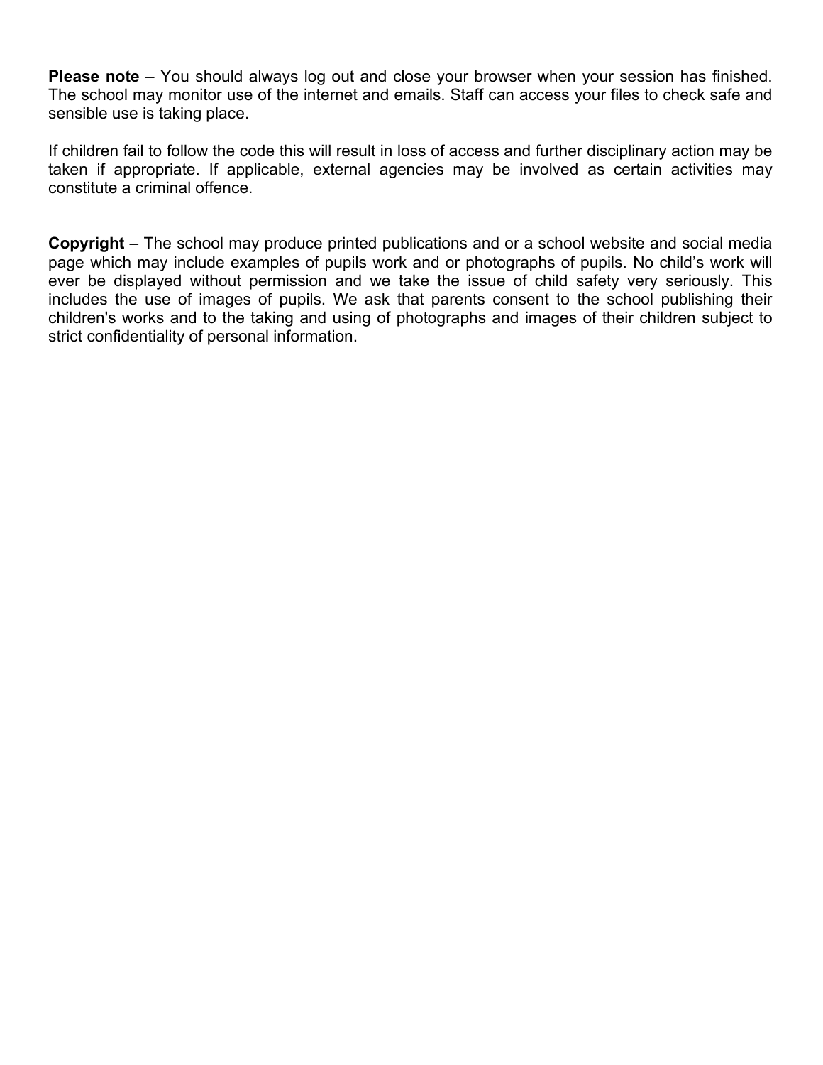**Please note** – You should always log out and close your browser when your session has finished. The school may monitor use of the internet and emails. Staff can access your files to check safe and sensible use is taking place.

If children fail to follow the code this will result in loss of access and further disciplinary action may be taken if appropriate. If applicable, external agencies may be involved as certain activities may constitute a criminal offence.

**Copyright** – The school may produce printed publications and or a school website and social media page which may include examples of pupils work and or photographs of pupils. No child's work will ever be displayed without permission and we take the issue of child safety very seriously. This includes the use of images of pupils. We ask that parents consent to the school publishing their children's works and to the taking and using of photographs and images of their children subject to strict confidentiality of personal information.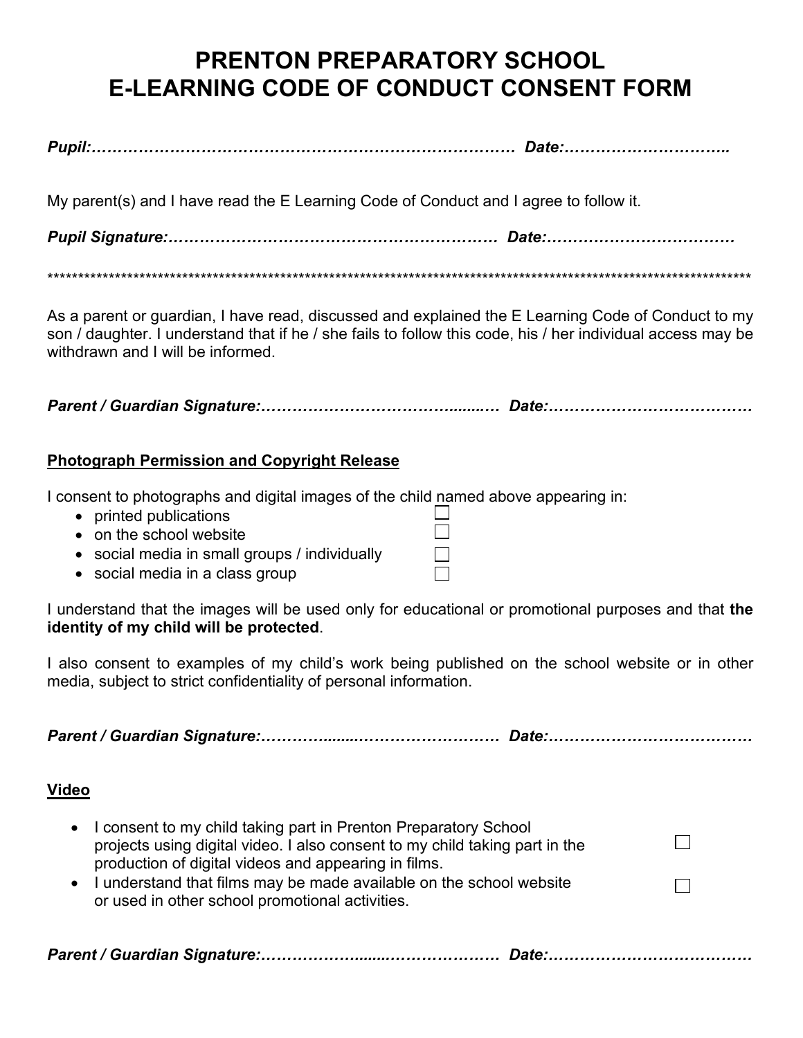# PRENTON PREPARATORY SCHOOL
# E-LEARNING CODE OF CONDUCT CONSENT FORM

***Pupil:………………………………………………………………………… Date:…………………………..***

My parent(s) and I have read the E Learning Code of Conduct and I agree to follow it.

***Pupil Signature:……………………………………………………… Date:……………………………….***

*************************************************************************************************************************

As a parent or guardian, I have read, discussed and explained the E Learning Code of Conduct to my son / daughter. I understand that if he / she fails to follow this code, his / her individual access may be withdrawn and I will be informed.

***Parent / Guardian Signature:…………………………………........… Date:…………………………………***

**Photograph Permission and Copyright Release**

I consent to photographs and digital images of the child named above appearing in:

- printed publications ☐
- on the school website ☐
- social media in small groups / individually ☐
- social media in a class group ☐

I understand that the images will be used only for educational or promotional purposes and that **the identity of my child will be protected**.

I also consent to examples of my child's work being published on the school website or in other media, subject to strict confidentiality of personal information.

***Parent / Guardian Signature:…………......……………………… Date:…………………………………***

**Video**

- I consent to my child taking part in Prenton Preparatory School projects using digital video. I also consent to my child taking part in the production of digital videos and appearing in films. ☐
- I understand that films may be made available on the school website or used in other school promotional activities. ☐

***Parent / Guardian Signature:…………….......…………………… Date:…………………………………***